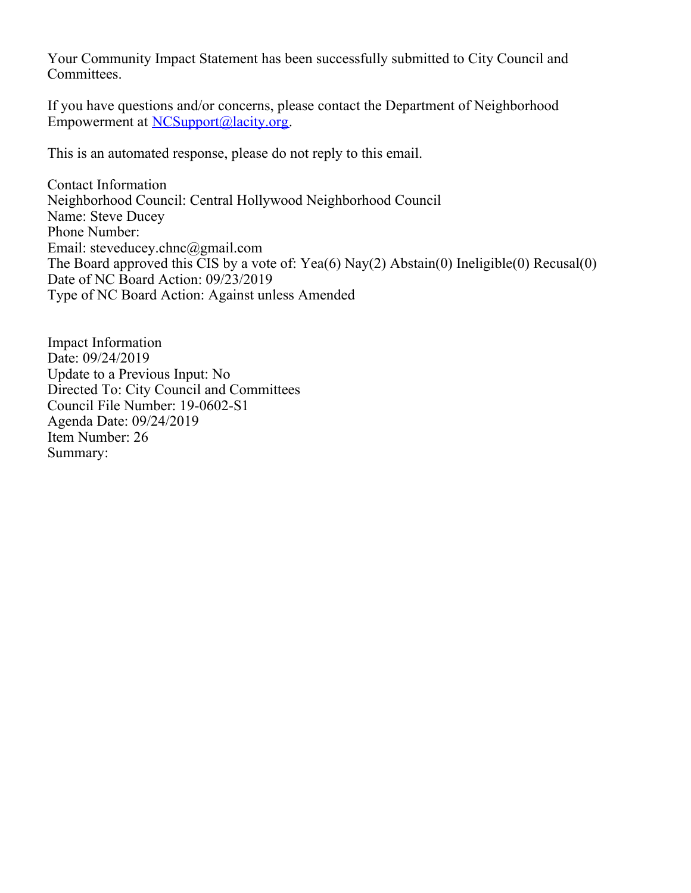Your Community Impact Statement has been successfully submitted to City Council and Committees.

If you have questions and/or concerns, please contact the Department of Neighborhood Empowerment at NCSupport@lacity.org.

This is an automated response, please do not reply to this email.

Contact Information
Neighborhood Council: Central Hollywood Neighborhood Council
Name: Steve Ducey
Phone Number:
Email: steveducey.chnc@gmail.com
The Board approved this CIS by a vote of: Yea(6) Nay(2) Abstain(0) Ineligible(0) Recusal(0)
Date of NC Board Action: 09/23/2019
Type of NC Board Action: Against unless Amended

Impact Information
Date: 09/24/2019
Update to a Previous Input: No
Directed To: City Council and Committees
Council File Number: 19-0602-S1
Agenda Date: 09/24/2019
Item Number: 26
Summary: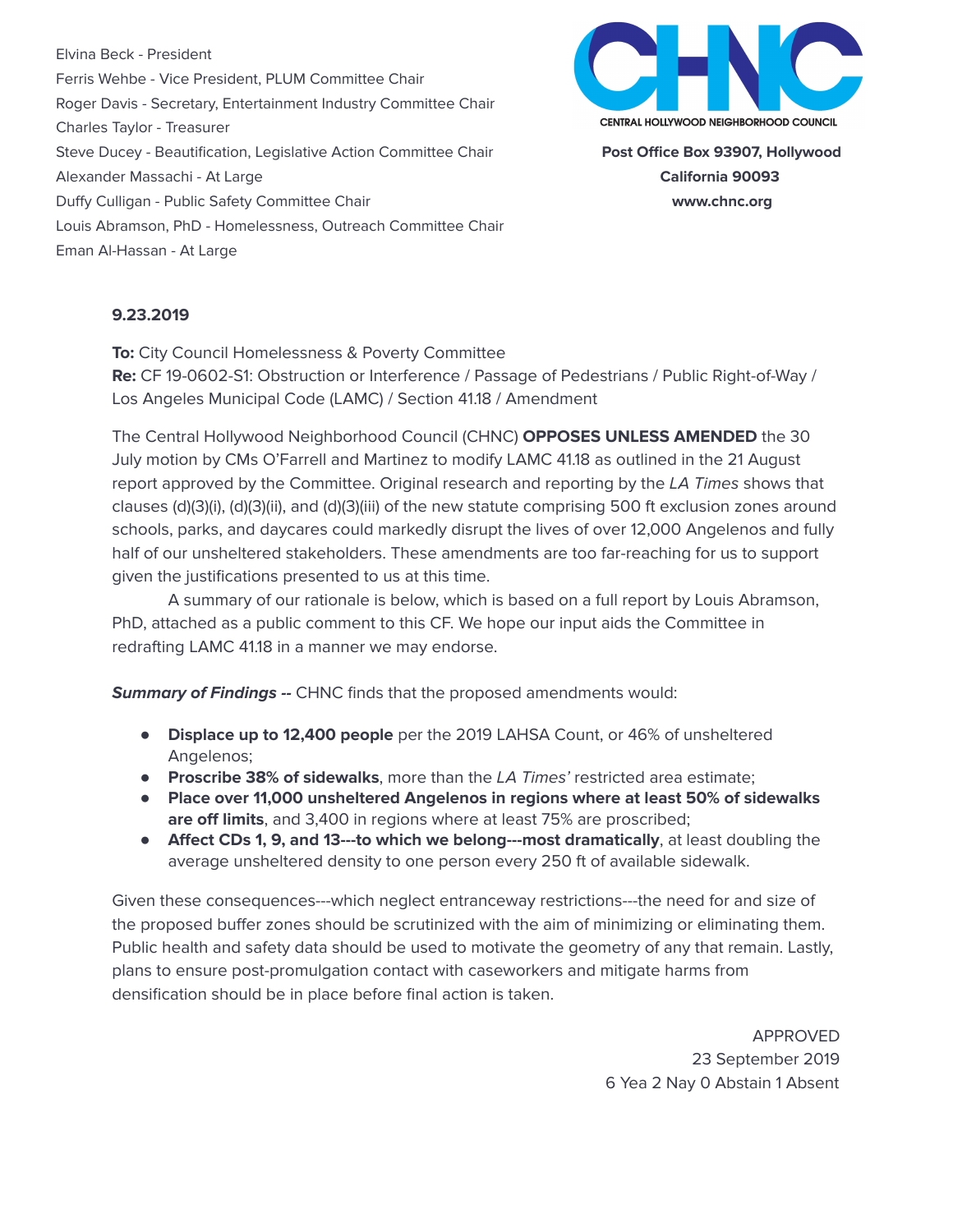Elvina Beck - President
Ferris Wehbe - Vice President, PLUM Committee Chair
Roger Davis - Secretary, Entertainment Industry Committee Chair
Charles Taylor - Treasurer
Steve Ducey - Beautification, Legislative Action Committee Chair
Alexander Massachi - At Large
Duffy Culligan - Public Safety Committee Chair
Louis Abramson, PhD - Homelessness, Outreach Committee Chair
Eman Al-Hassan - At Large

CENTRAL HOLLYWOOD NEIGHBORHOOD COUNCIL

**Post Office Box 93907, Hollywood**
**California 90093**
**www.chnc.org**

**9.23.2019**

**To:** City Council Homelessness & Poverty Committee
**Re:** CF 19-0602-S1: Obstruction or Interference / Passage of Pedestrians / Public Right-of-Way / Los Angeles Municipal Code (LAMC) / Section 41.18 / Amendment

The Central Hollywood Neighborhood Council (CHNC) **OPPOSES UNLESS AMENDED** the 30 July motion by CMs O'Farrell and Martinez to modify LAMC 41.18 as outlined in the 21 August report approved by the Committee. Original research and reporting by the *LA Times* shows that clauses (d)(3)(i), (d)(3)(ii), and (d)(3)(iii) of the new statute comprising 500 ft exclusion zones around schools, parks, and daycares could markedly disrupt the lives of over 12,000 Angelenos and fully half of our unsheltered stakeholders. These amendments are too far-reaching for us to support given the justifications presented to us at this time.

A summary of our rationale is below, which is based on a full report by Louis Abramson, PhD, attached as a public comment to this CF. We hope our input aids the Committee in redrafting LAMC 41.18 in a manner we may endorse.

***Summary of Findings --*** CHNC finds that the proposed amendments would:

- **Displace up to 12,400 people** per the 2019 LAHSA Count, or 46% of unsheltered Angelenos;
- **Proscribe 38% of sidewalks**, more than the *LA Times'* restricted area estimate;
- **Place over 11,000 unsheltered Angelenos in regions where at least 50% of sidewalks are off limits**, and 3,400 in regions where at least 75% are proscribed;
- **Affect CDs 1, 9, and 13---to which we belong---most dramatically**, at least doubling the average unsheltered density to one person every 250 ft of available sidewalk.

Given these consequences---which neglect entranceway restrictions---the need for and size of the proposed buffer zones should be scrutinized with the aim of minimizing or eliminating them. Public health and safety data should be used to motivate the geometry of any that remain. Lastly, plans to ensure post-promulgation contact with caseworkers and mitigate harms from densification should be in place before final action is taken.

APPROVED
23 September 2019
6 Yea 2 Nay 0 Abstain 1 Absent